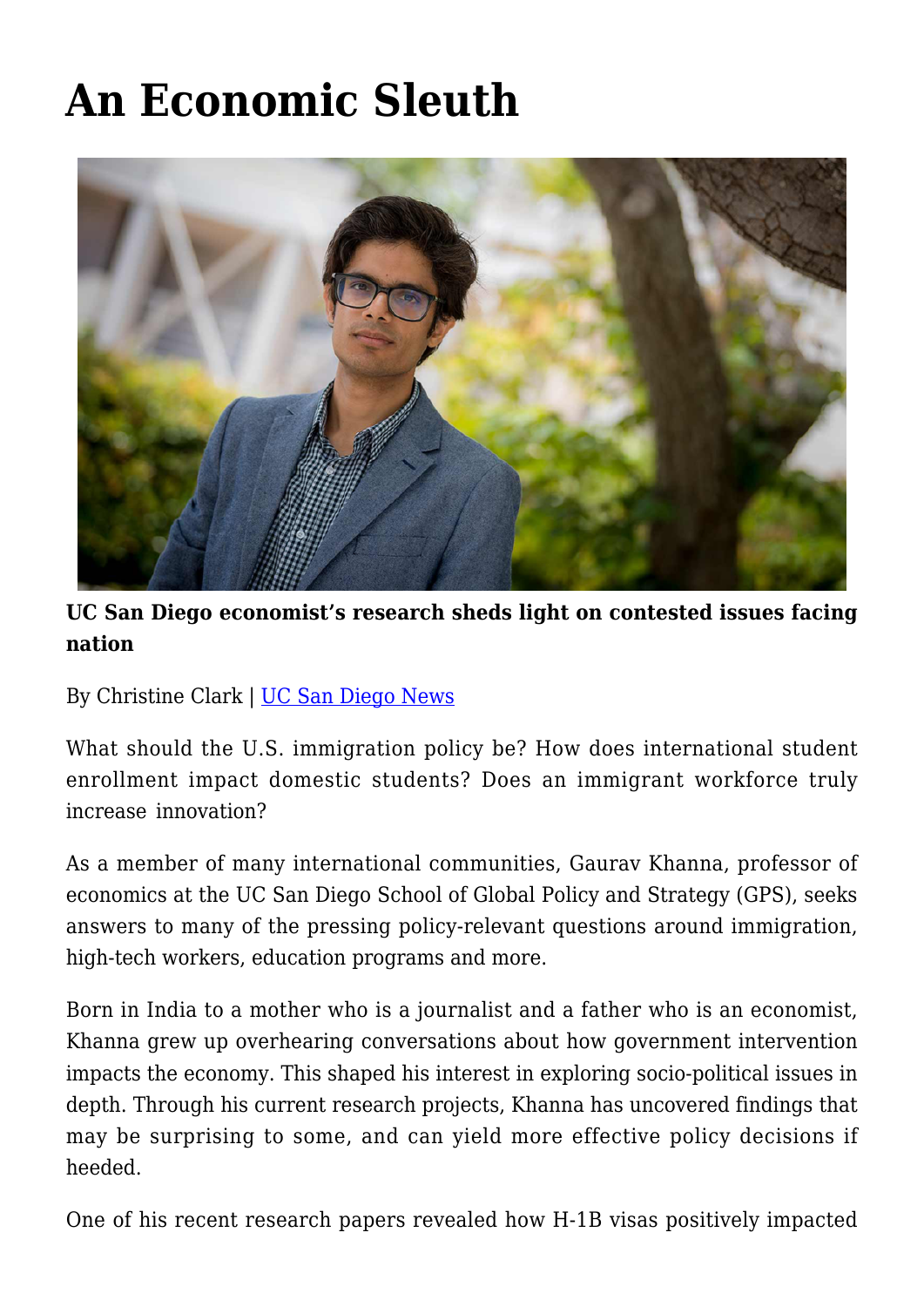# An Economic Sleuth

**UC San Diego economist's research sheds light on contested issues facing nation**

By Christine Clark | [UC San Diego News]

What should the U.S. immigration policy be? How does international student enrollment impact domestic students? Does an immigrant workforce truly increase innovation?

As a member of many international communities, Gaurav Khanna, professor of economics at the UC San Diego School of Global Policy and Strategy (GPS), seeks answers to many of the pressing policy-relevant questions around immigration, high-tech workers, education programs and more.

Born in India to a mother who is a journalist and a father who is an economist, Khanna grew up overhearing conversations about how government intervention impacts the economy. This shaped his interest in exploring socio-political issues in depth. Through his current research projects, Khanna has uncovered findings that may be surprising to some, and can yield more effective policy decisions if heeded.

One of his recent research papers revealed how H-1B visas positively impacted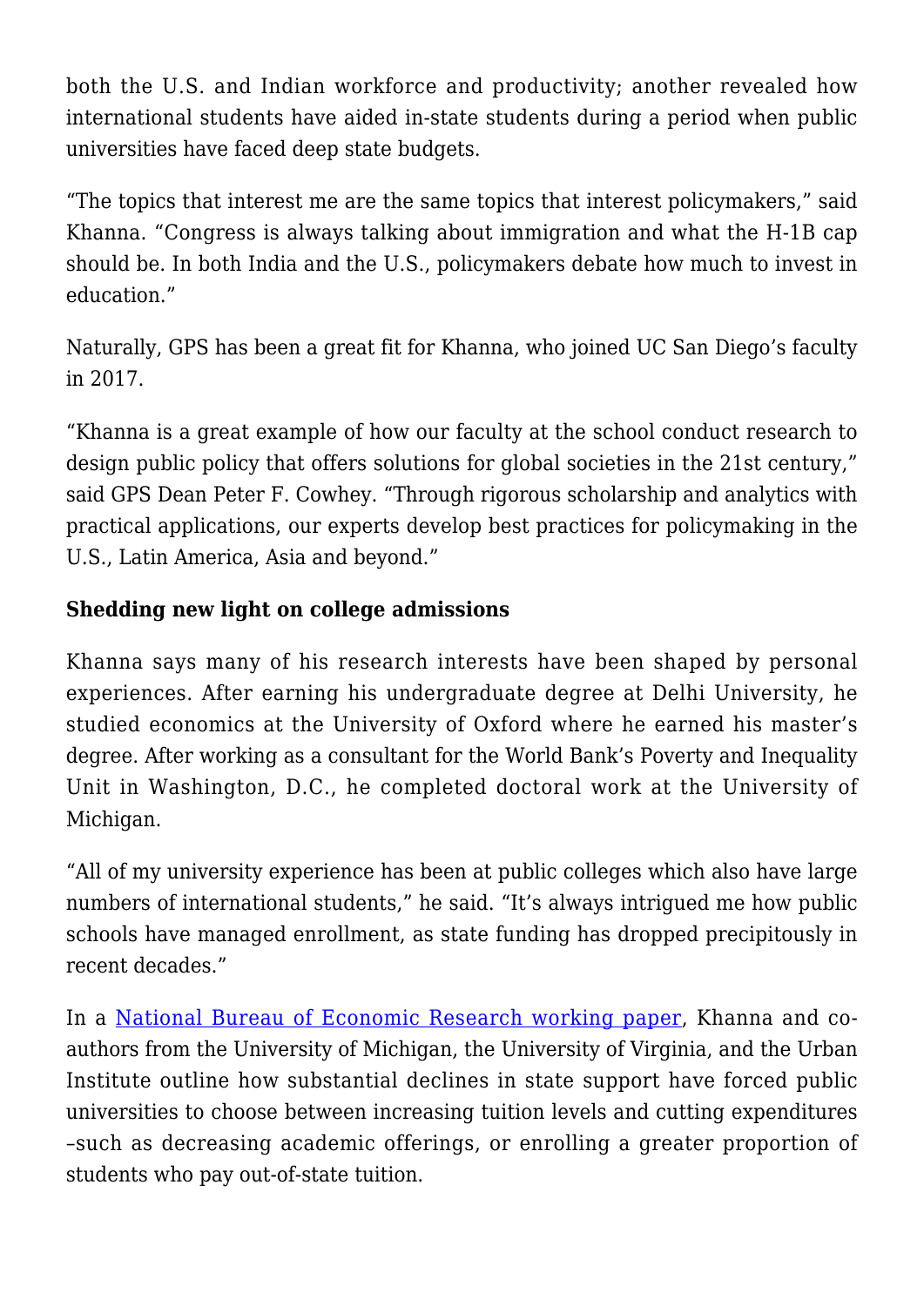both the U.S. and Indian workforce and productivity; another revealed how international students have aided in-state students during a period when public universities have faced deep state budgets.

"The topics that interest me are the same topics that interest policymakers," said Khanna. "Congress is always talking about immigration and what the H-1B cap should be. In both India and the U.S., policymakers debate how much to invest in education."

Naturally, GPS has been a great fit for Khanna, who joined UC San Diego's faculty in 2017.

"Khanna is a great example of how our faculty at the school conduct research to design public policy that offers solutions for global societies in the 21st century," said GPS Dean Peter F. Cowhey. "Through rigorous scholarship and analytics with practical applications, our experts develop best practices for policymaking in the U.S., Latin America, Asia and beyond."

**Shedding new light on college admissions**

Khanna says many of his research interests have been shaped by personal experiences. After earning his undergraduate degree at Delhi University, he studied economics at the University of Oxford where he earned his master's degree. After working as a consultant for the World Bank's Poverty and Inequality Unit in Washington, D.C., he completed doctoral work at the University of Michigan.

"All of my university experience has been at public colleges which also have large numbers of international students," he said. "It's always intrigued me how public schools have managed enrollment, as state funding has dropped precipitously in recent decades."

In a National Bureau of Economic Research working paper, Khanna and co-authors from the University of Michigan, the University of Virginia, and the Urban Institute outline how substantial declines in state support have forced public universities to choose between increasing tuition levels and cutting expenditures –such as decreasing academic offerings, or enrolling a greater proportion of students who pay out-of-state tuition.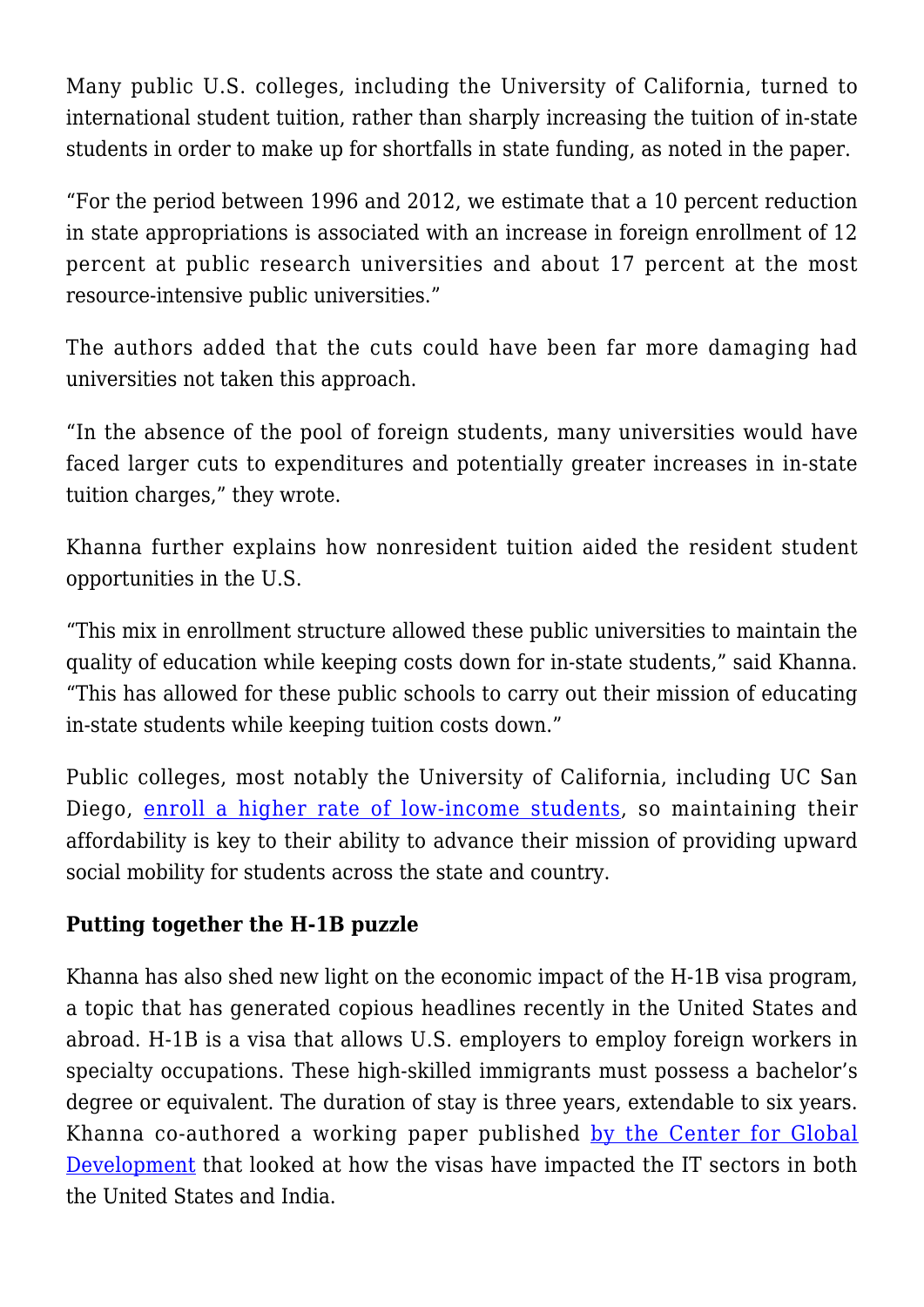Many public U.S. colleges, including the University of California, turned to international student tuition, rather than sharply increasing the tuition of in-state students in order to make up for shortfalls in state funding, as noted in the paper.

"For the period between 1996 and 2012, we estimate that a 10 percent reduction in state appropriations is associated with an increase in foreign enrollment of 12 percent at public research universities and about 17 percent at the most resource-intensive public universities."

The authors added that the cuts could have been far more damaging had universities not taken this approach.

"In the absence of the pool of foreign students, many universities would have faced larger cuts to expenditures and potentially greater increases in in-state tuition charges," they wrote.

Khanna further explains how nonresident tuition aided the resident student opportunities in the U.S.

"This mix in enrollment structure allowed these public universities to maintain the quality of education while keeping costs down for in-state students," said Khanna. "This has allowed for these public schools to carry out their mission of educating in-state students while keeping tuition costs down."

Public colleges, most notably the University of California, including UC San Diego, [enroll a higher rate of low-income students](), so maintaining their affordability is key to their ability to advance their mission of providing upward social mobility for students across the state and country.

**Putting together the H-1B puzzle**

Khanna has also shed new light on the economic impact of the H-1B visa program, a topic that has generated copious headlines recently in the United States and abroad. H-1B is a visa that allows U.S. employers to employ foreign workers in specialty occupations. These high-skilled immigrants must possess a bachelor's degree or equivalent. The duration of stay is three years, extendable to six years. Khanna co-authored a working paper published [by the Center for Global Development]() that looked at how the visas have impacted the IT sectors in both the United States and India.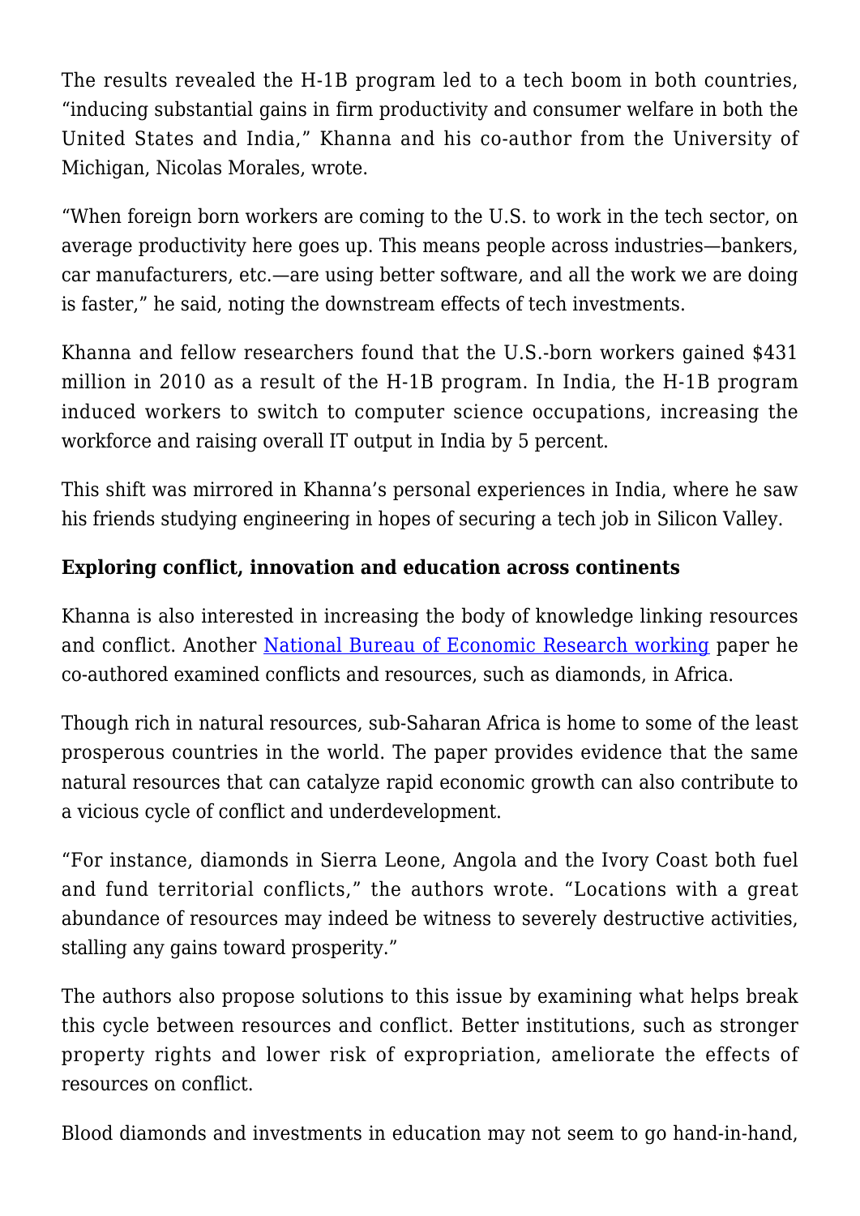The results revealed the H-1B program led to a tech boom in both countries, "inducing substantial gains in firm productivity and consumer welfare in both the United States and India," Khanna and his co-author from the University of Michigan, Nicolas Morales, wrote.

"When foreign born workers are coming to the U.S. to work in the tech sector, on average productivity here goes up. This means people across industries—bankers, car manufacturers, etc.—are using better software, and all the work we are doing is faster," he said, noting the downstream effects of tech investments.

Khanna and fellow researchers found that the U.S.-born workers gained $431 million in 2010 as a result of the H-1B program. In India, the H-1B program induced workers to switch to computer science occupations, increasing the workforce and raising overall IT output in India by 5 percent.

This shift was mirrored in Khanna's personal experiences in India, where he saw his friends studying engineering in hopes of securing a tech job in Silicon Valley.

**Exploring conflict, innovation and education across continents**

Khanna is also interested in increasing the body of knowledge linking resources and conflict. Another [National Bureau of Economic Research working](#) paper he co-authored examined conflicts and resources, such as diamonds, in Africa.

Though rich in natural resources, sub-Saharan Africa is home to some of the least prosperous countries in the world. The paper provides evidence that the same natural resources that can catalyze rapid economic growth can also contribute to a vicious cycle of conflict and underdevelopment.

"For instance, diamonds in Sierra Leone, Angola and the Ivory Coast both fuel and fund territorial conflicts," the authors wrote. "Locations with a great abundance of resources may indeed be witness to severely destructive activities, stalling any gains toward prosperity."

The authors also propose solutions to this issue by examining what helps break this cycle between resources and conflict. Better institutions, such as stronger property rights and lower risk of expropriation, ameliorate the effects of resources on conflict.

Blood diamonds and investments in education may not seem to go hand-in-hand,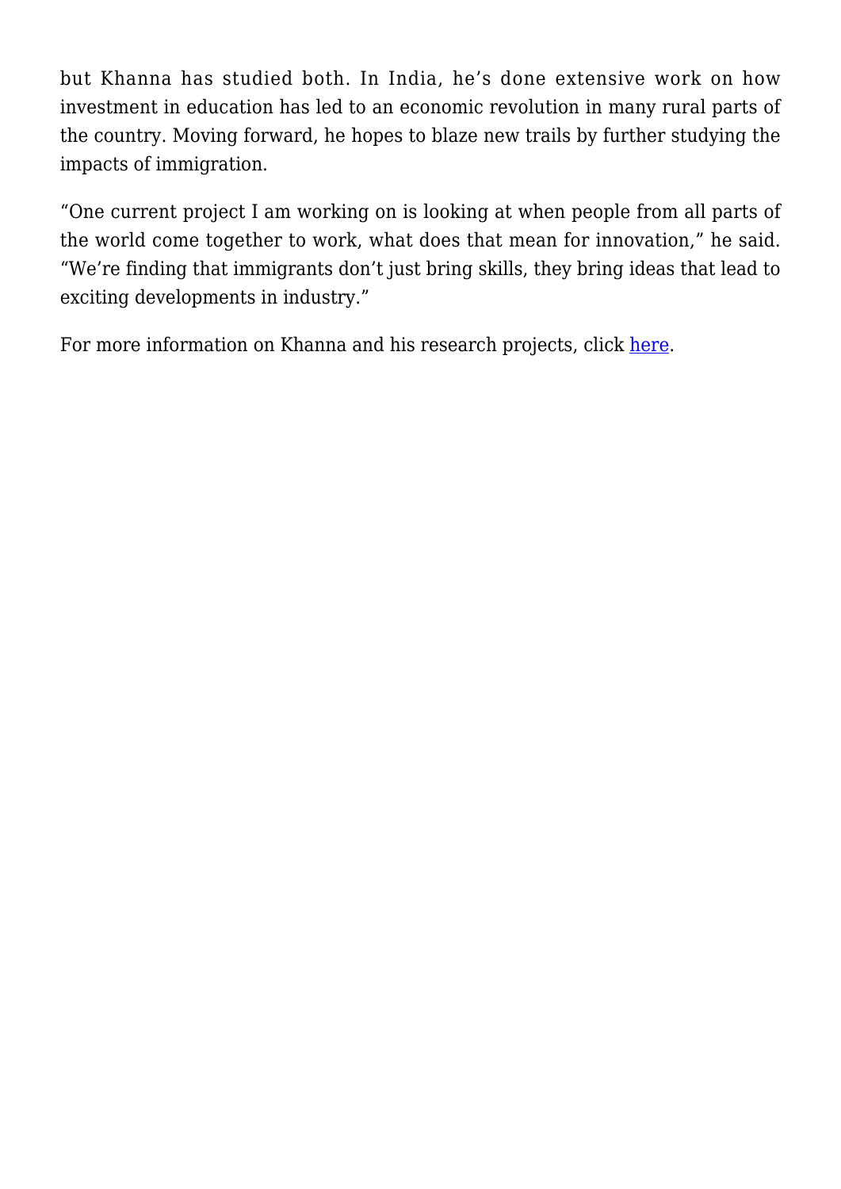but Khanna has studied both. In India, he's done extensive work on how investment in education has led to an economic revolution in many rural parts of the country. Moving forward, he hopes to blaze new trails by further studying the impacts of immigration.

"One current project I am working on is looking at when people from all parts of the world come together to work, what does that mean for innovation," he said. "We're finding that immigrants don't just bring skills, they bring ideas that lead to exciting developments in industry."

For more information on Khanna and his research projects, click here.